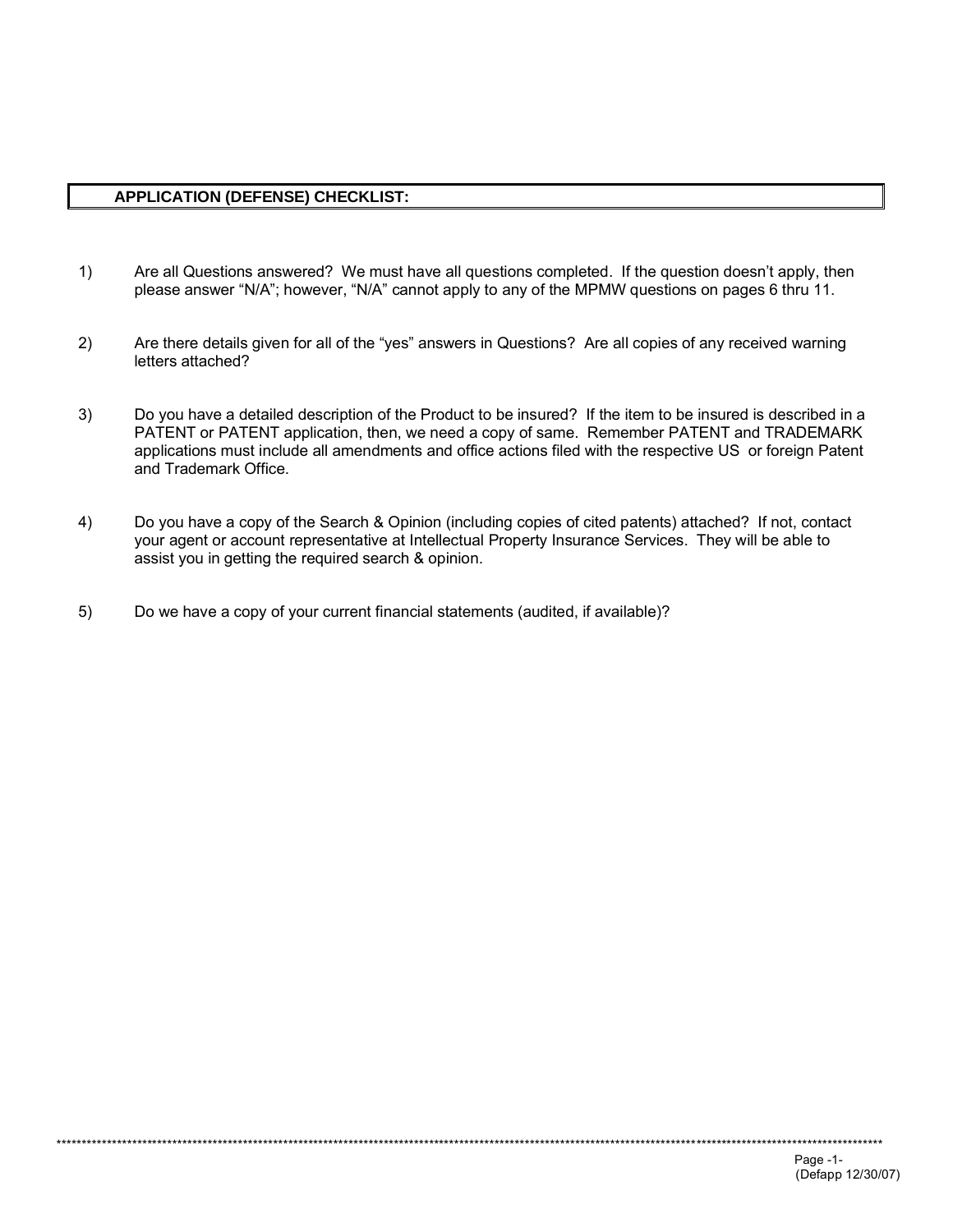## APPLICATION (DEFENSE) CHECKLIST:

1) Are all Questions answered? We must have all questions completed. If the question doesn't apply, then please answer "N/A"; however, "N/A" cannot apply to any of the MPMW questions on pages 6 thru 11.

2) Are there details given for all of the "yes" answers in Questions? Are all copies of any received warning letters attached?

3) Do you have a detailed description of the Product to be insured? If the item to be insured is described in a PATENT or PATENT application, then, we need a copy of same. Remember PATENT and TRADEMARK applications must include all amendments and office actions filed with the respective US or foreign Patent and Trademark Office.

4) Do you have a copy of the Search & Opinion (including copies of cited patents) attached? If not, contact your agent or account representative at Intellectual Property Insurance Services. They will be able to assist you in getting the required search & opinion.

5) Do we have a copy of your current financial statements (audited, if available)?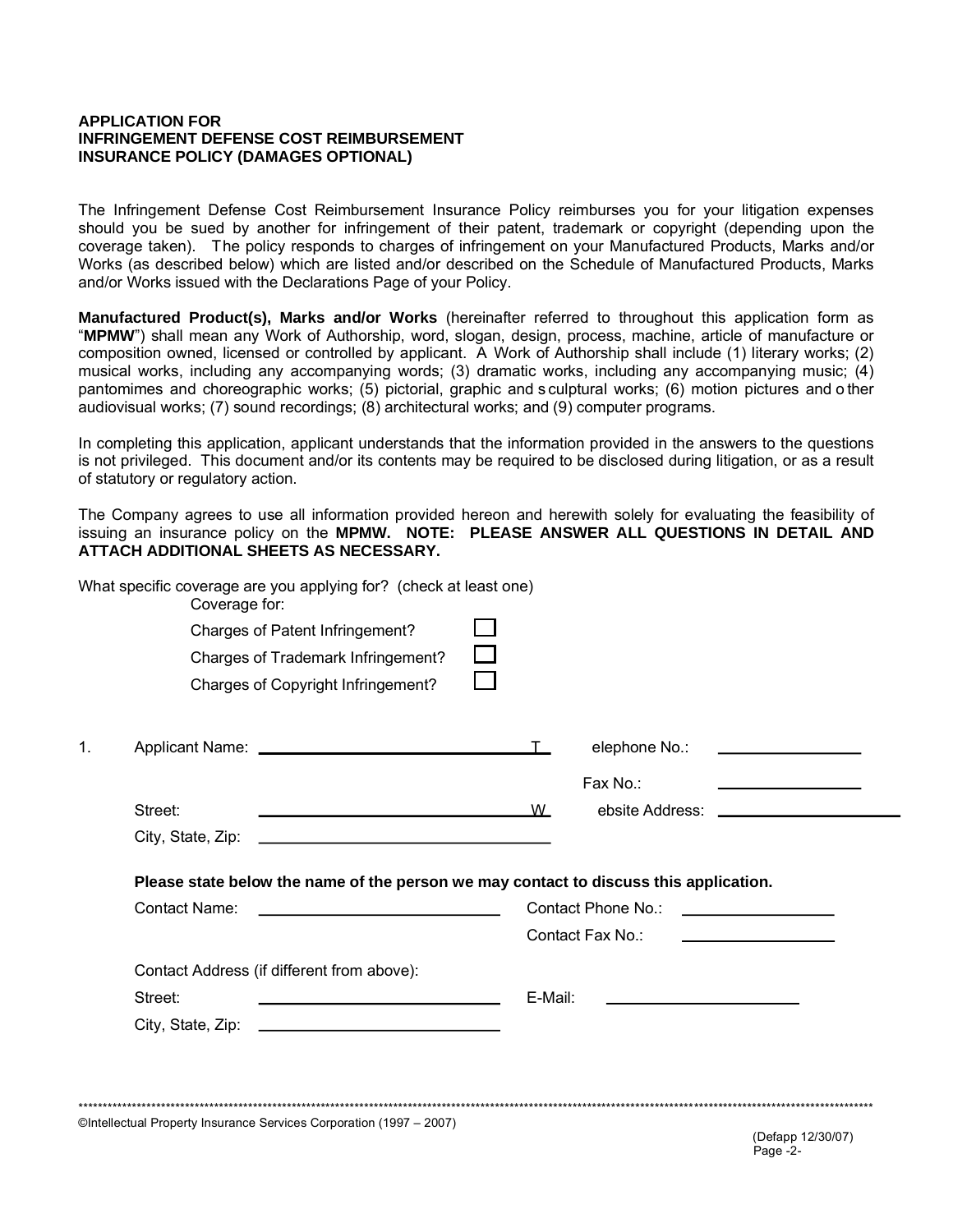**APPLICATION FOR**
**INFRINGEMENT DEFENSE COST REIMBURSEMENT**
**INSURANCE POLICY (DAMAGES OPTIONAL)**

The Infringement Defense Cost Reimbursement Insurance Policy reimburses you for your litigation expenses should you be sued by another for infringement of their patent, trademark or copyright (depending upon the coverage taken). The policy responds to charges of infringement on your Manufactured Products, Marks and/or Works (as described below) which are listed and/or described on the Schedule of Manufactured Products, Marks and/or Works issued with the Declarations Page of your Policy.

**Manufactured Product(s), Marks and/or Works** (hereinafter referred to throughout this application form as "**MPMW**") shall mean any Work of Authorship, word, slogan, design, process, machine, article of manufacture or composition owned, licensed or controlled by applicant. A Work of Authorship shall include (1) literary works; (2) musical works, including any accompanying words; (3) dramatic works, including any accompanying music; (4) pantomimes and choreographic works; (5) pictorial, graphic and sculptural works; (6) motion pictures and other audiovisual works; (7) sound recordings; (8) architectural works; and (9) computer programs.

In completing this application, applicant understands that the information provided in the answers to the questions is not privileged. This document and/or its contents may be required to be disclosed during litigation, or as a result of statutory or regulatory action.

The Company agrees to use all information provided hereon and herewith solely for evaluating the feasibility of issuing an insurance policy on the **MPMW. NOTE: PLEASE ANSWER ALL QUESTIONS IN DETAIL AND ATTACH ADDITIONAL SHEETS AS NECESSARY.**

What specific coverage are you applying for? (check at least one)

Coverage for:

- Charges of Patent Infringement? ☐
- Charges of Trademark Infringement? ☐
- Charges of Copyright Infringement? ☐

1. Applicant Name: ______________________ Telephone No.: ______________

   Fax No.: ______________

   Street: ______________________ Website Address: ______________

   City, State, Zip: ______________________

   **Please state below the name of the person we may contact to discuss this application.**

   Contact Name: ______________________ Contact Phone No.: ______________

   Contact Fax No.: ______________

   Contact Address (if different from above):

   Street: ______________________ E-Mail: ______________

   City, State, Zip: ______________________

©Intellectual Property Insurance Services Corporation (1997 – 2007)

(Defapp 12/30/07)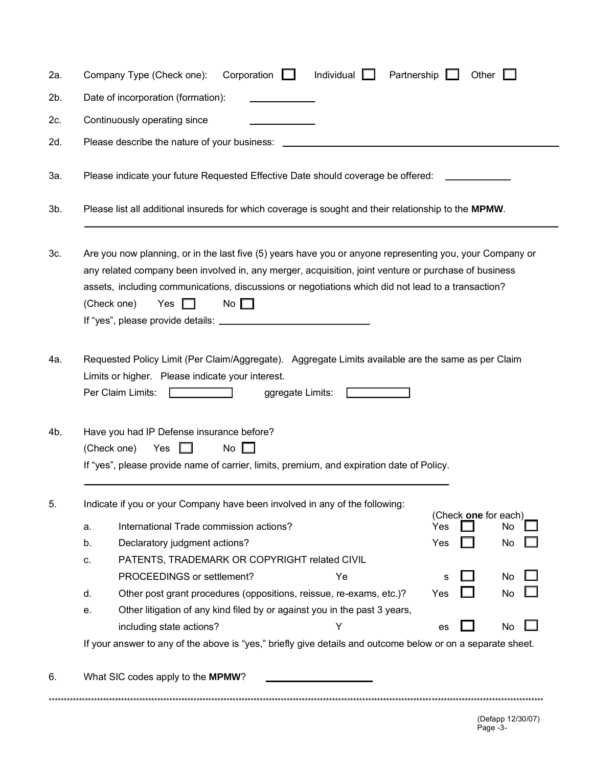2a. Company Type (Check one): Corporation ☐ Individual ☐ Partnership ☐ Other ☐

2b. Date of incorporation (formation): \_\_\_\_\_\_\_\_\_\_\_\_

2c. Continuously operating since \_\_\_\_\_\_\_\_\_\_\_\_

2d. Please describe the nature of your business: \_\_\_\_\_\_\_\_\_\_\_\_\_\_\_\_\_\_\_\_\_\_\_\_\_\_\_\_\_\_\_\_\_\_\_\_\_\_\_\_

3a. Please indicate your future Requested Effective Date should coverage be offered: \_\_\_\_\_\_\_\_\_\_\_\_

3b. Please list all additional insureds for which coverage is sought and their relationship to the **MPMW**.

\_\_\_\_\_\_\_\_\_\_\_\_\_\_\_\_\_\_\_\_\_\_\_\_\_\_\_\_\_\_\_\_\_\_\_\_\_\_\_\_\_\_\_\_\_\_\_\_\_\_\_\_\_\_\_\_\_\_\_\_\_\_\_\_\_\_\_\_\_\_

3c. Are you now planning, or in the last five (5) years have you or anyone representing you, your Company or any related company been involved in, any merger, acquisition, joint venture or purchase of business assets, including communications, discussions or negotiations which did not lead to a transaction?

(Check one) Yes ☐ No ☐

If "yes", please provide details: \_\_\_\_\_\_\_\_\_\_\_\_\_\_\_\_\_\_\_\_\_\_\_\_\_\_\_\_

4a. Requested Policy Limit (Per Claim/Aggregate). Aggregate Limits available are the same as per Claim Limits or higher. Please indicate your interest.

Per Claim Limits: ☐ ggregate Limits: ☐

4b. Have you had IP Defense insurance before?

(Check one) Yes ☐ No ☐

If "yes", please provide name of carrier, limits, premium, and expiration date of Policy.

\_\_\_\_\_\_\_\_\_\_\_\_\_\_\_\_\_\_\_\_\_\_\_\_\_\_\_\_\_\_\_\_\_\_\_\_\_\_\_\_\_\_\_\_\_\_\_\_\_\_\_\_\_\_\_\_\_\_\_\_\_\_\_\_\_\_

5. Indicate if you or your Company have been involved in any of the following:

(Check **one** for each)

| | | | |
|---|---|---|---|
| a. | International Trade commission actions? | Yes ☐ | No ☐ |
| b. | Declaratory judgment actions? | Yes ☐ | No ☐ |
| c. | PATENTS, TRADEMARK OR COPYRIGHT related CIVIL PROCEEDINGS or settlement? | Yes ☐ | No ☐ |
| d. | Other post grant procedures (oppositions, reissue, re-exams, etc.)? | Yes ☐ | No ☐ |
| e. | Other litigation of any kind filed by or against you in the past 3 years, including state actions? | Yes ☐ | No ☐ |

If your answer to any of the above is "yes," briefly give details and outcome below or on a separate sheet.

6. What SIC codes apply to the **MPMW**? \_\_\_\_\_\_\_\_\_\_\_\_\_\_\_\_

\*\*\*\*\*\*\*\*\*\*\*\*\*\*\*\*\*\*\*\*\*\*\*\*\*\*\*\*\*\*\*\*\*\*\*\*\*\*\*\*\*\*\*\*\*\*\*\*\*\*\*\*\*\*\*\*\*\*\*\*\*\*\*\*\*\*\*\*\*\*\*\*\*\*\*\*\*\*

(Defapp 12/30/07)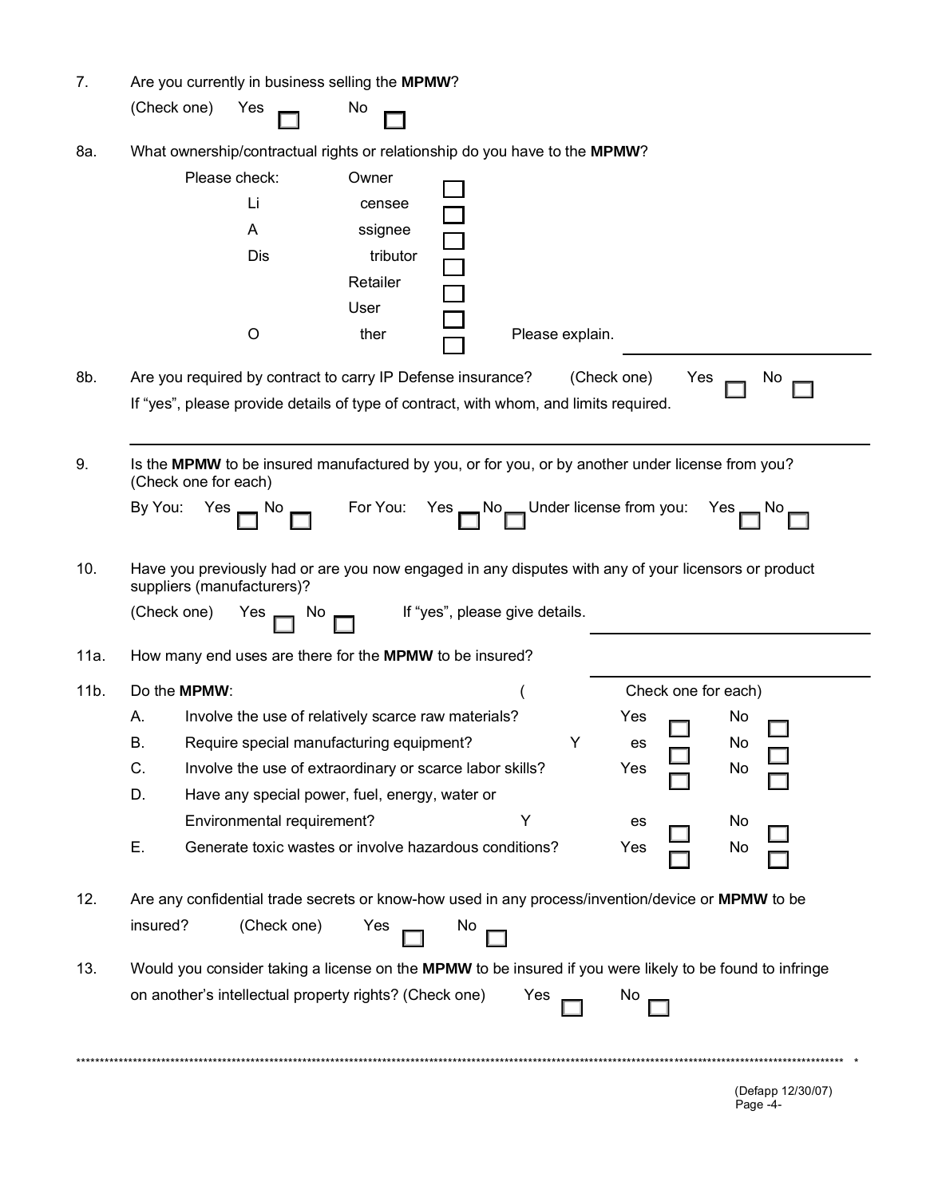7. Are you currently in business selling the **MPMW**?

   (Check one) Yes ☐ No ☐

8a. What ownership/contractual rights or relationship do you have to the **MPMW**?

   Please check:
   - Owner ☐
   - Licensee ☐
   - Assignee ☐
   - Distributor ☐
   - Retailer ☐
   - User ☐
   - Other ☐ Please explain. ______________________

8b. Are you required by contract to carry IP Defense insurance? (Check one) Yes ☐ No ☐

   If "yes", please provide details of type of contract, with whom, and limits required.

   ______________________________________________________________

9. Is the **MPMW** to be insured manufactured by you, or for you, or by another under license from you? (Check one for each)

   By You: Yes ☐ No ☐ For You: Yes ☐ No ☐ Under license from you: Yes ☐ No ☐

10. Have you previously had or are you now engaged in any disputes with any of your licensors or product suppliers (manufacturers)?

    (Check one) Yes ☐ No ☐ If "yes", please give details. ______________________

11a. How many end uses are there for the **MPMW** to be insured? ______________________

11b. Do the **MPMW**: (Check one for each)

| | | Yes | No |
|---|---|---|---|
| A. | Involve the use of relatively scarce raw materials? | ☐ | ☐ |
| B. | Require special manufacturing equipment? | ☐ | ☐ |
| C. | Involve the use of extraordinary or scarce labor skills? | ☐ | ☐ |
| D. | Have any special power, fuel, energy, water or Environmental requirement? | ☐ | ☐ |
| E. | Generate toxic wastes or involve hazardous conditions? | ☐ | ☐ |

12. Are any confidential trade secrets or know-how used in any process/invention/device or **MPMW** to be insured? (Check one) Yes ☐ No ☐

13. Would you consider taking a license on the **MPMW** to be insured if you were likely to be found to infringe on another's intellectual property rights? (Check one) Yes ☐ No ☐

****************************************************************************************************

(Defapp 12/30/07)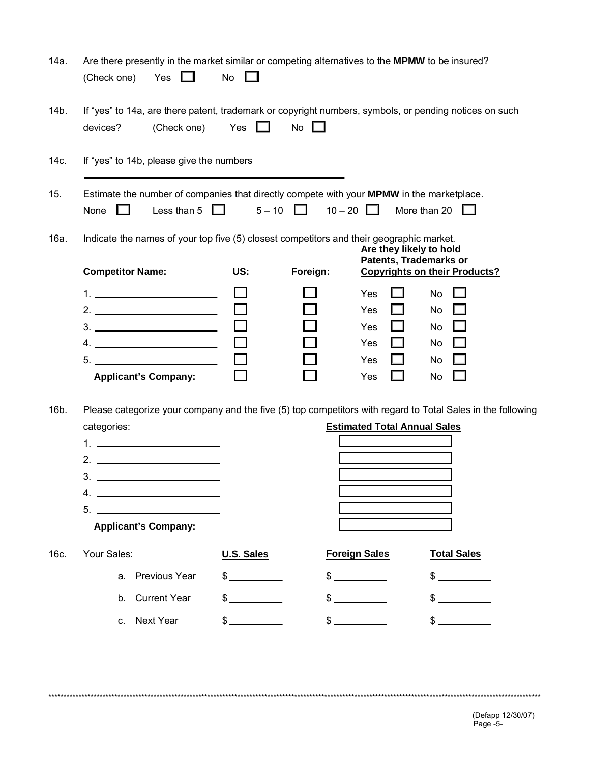14a. Are there presently in the market similar or competing alternatives to the **MPMW** to be insured?
(Check one) Yes ☐ No ☐

14b. If "yes" to 14a, are there patent, trademark or copyright numbers, symbols, or pending notices on such devices? (Check one) Yes ☐ No ☐

14c. If "yes" to 14b, please give the numbers

______________________________________________

15. Estimate the number of companies that directly compete with your **MPMW** in the marketplace.
None ☐ Less than 5 ☐ 5 – 10 ☐ 10 – 20 ☐ More than 20 ☐

16a. Indicate the names of your top five (5) closest competitors and their geographic market.

| **Competitor Name:** | **US:** | **Foreign:** | **Are they likely to hold Patents, Trademarks or Copyrights on their Products?** | |
|---|---|---|---|---|
| 1. ____________________ | ☐ | ☐ | Yes ☐ | No ☐ |
| 2. ____________________ | ☐ | ☐ | Yes ☐ | No ☐ |
| 3. ____________________ | ☐ | ☐ | Yes ☐ | No ☐ |
| 4. ____________________ | ☐ | ☐ | Yes ☐ | No ☐ |
| 5. ____________________ | ☐ | ☐ | Yes ☐ | No ☐ |
| **Applicant's Company:** | ☐ | ☐ | Yes ☐ | No ☐ |

16b. Please categorize your company and the five (5) top competitors with regard to Total Sales in the following categories:

| | **Estimated Total Annual Sales** |
|---|---|
| 1. ____________________ | |
| 2. ____________________ | |
| 3. ____________________ | |
| 4. ____________________ | |
| 5. ____________________ | |
| **Applicant's Company:** | |

16c. Your Sales:

| | **U.S. Sales** | **Foreign Sales** | **Total Sales** |
|---|---|---|---|
| a. Previous Year | $ __________ | $ __________ | $ __________ |
| b. Current Year | $ __________ | $ __________ | $ __________ |
| c. Next Year | $ __________ | $ __________ | $ __________ |

(Defapp 12/30/07)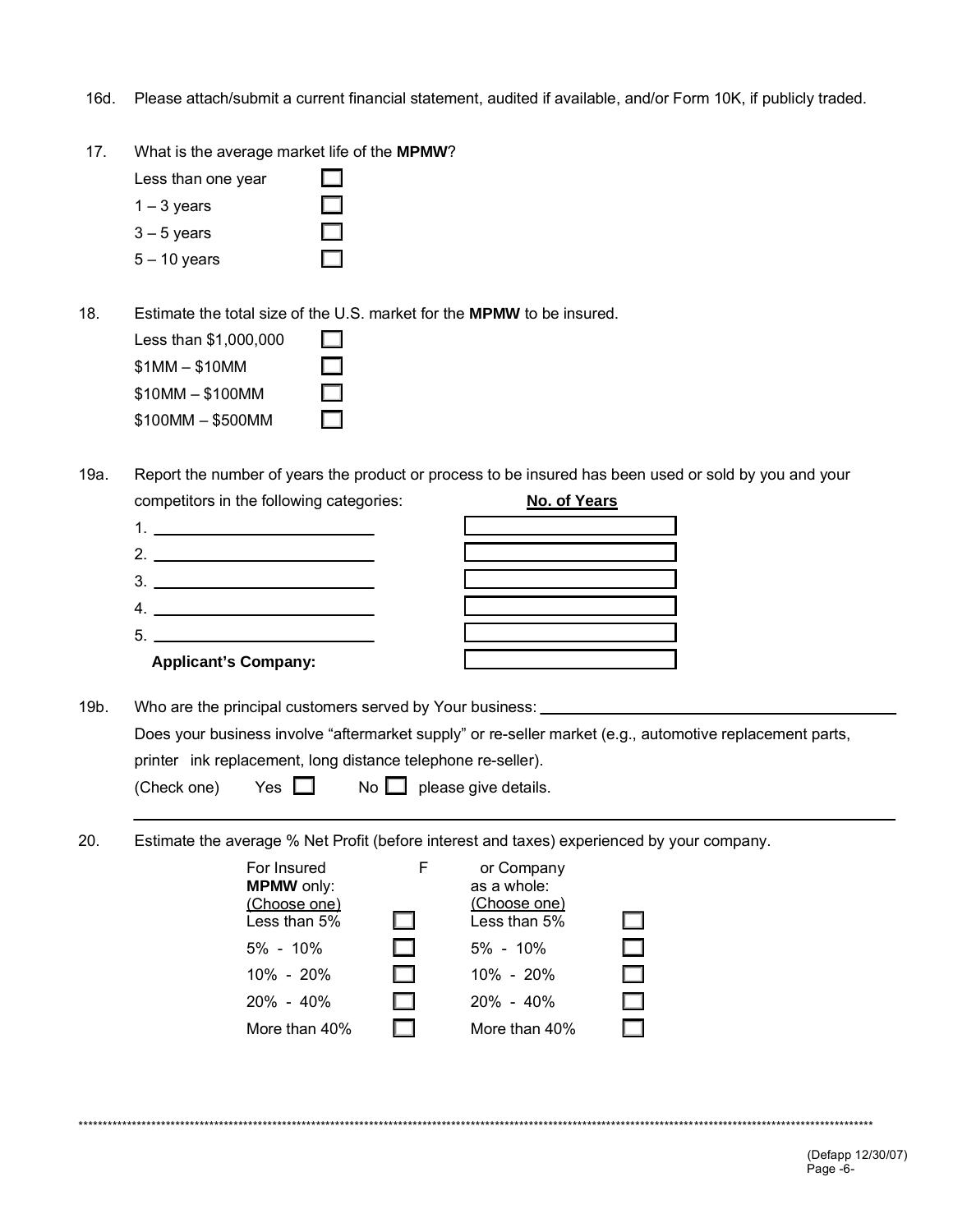16d. Please attach/submit a current financial statement, audited if available, and/or Form 10K, if publicly traded.

17. What is the average market life of the **MPMW**?

- Less than one year ☐
- 1 – 3 years ☐
- 3 – 5 years ☐
- 5 – 10 years ☐

18. Estimate the total size of the U.S. market for the **MPMW** to be insured.

- Less than $1,000,000 ☐
- $1MM – $10MM ☐
- $10MM – $100MM ☐
- $100MM – $500MM ☐

19a. Report the number of years the product or process to be insured has been used or sold by you and your competitors in the following categories:

| | **No. of Years** |
|---|---|
| 1. ____________________ | |
| 2. ____________________ | |
| 3. ____________________ | |
| 4. ____________________ | |
| 5. ____________________ | |
| **Applicant's Company:** | |

19b. Who are the principal customers served by Your business: ______________________

Does your business involve "aftermarket supply" or re-seller market (e.g., automotive replacement parts, printer ink replacement, long distance telephone re-seller).

(Check one) Yes ☐ No ☐ please give details.

______________________________________________________________________

20. Estimate the average % Net Profit (before interest and taxes) experienced by your company.

| For Insured **MPMW** only: (Choose one) | | For Company as a whole: (Choose one) | |
|---|---|---|---|
| Less than 5% | ☐ | Less than 5% | ☐ |
| 5% - 10% | ☐ | 5% - 10% | ☐ |
| 10% - 20% | ☐ | 10% - 20% | ☐ |
| 20% - 40% | ☐ | 20% - 40% | ☐ |
| More than 40% | ☐ | More than 40% | ☐ |

******************************************************************************************************

(Defapp 12/30/07)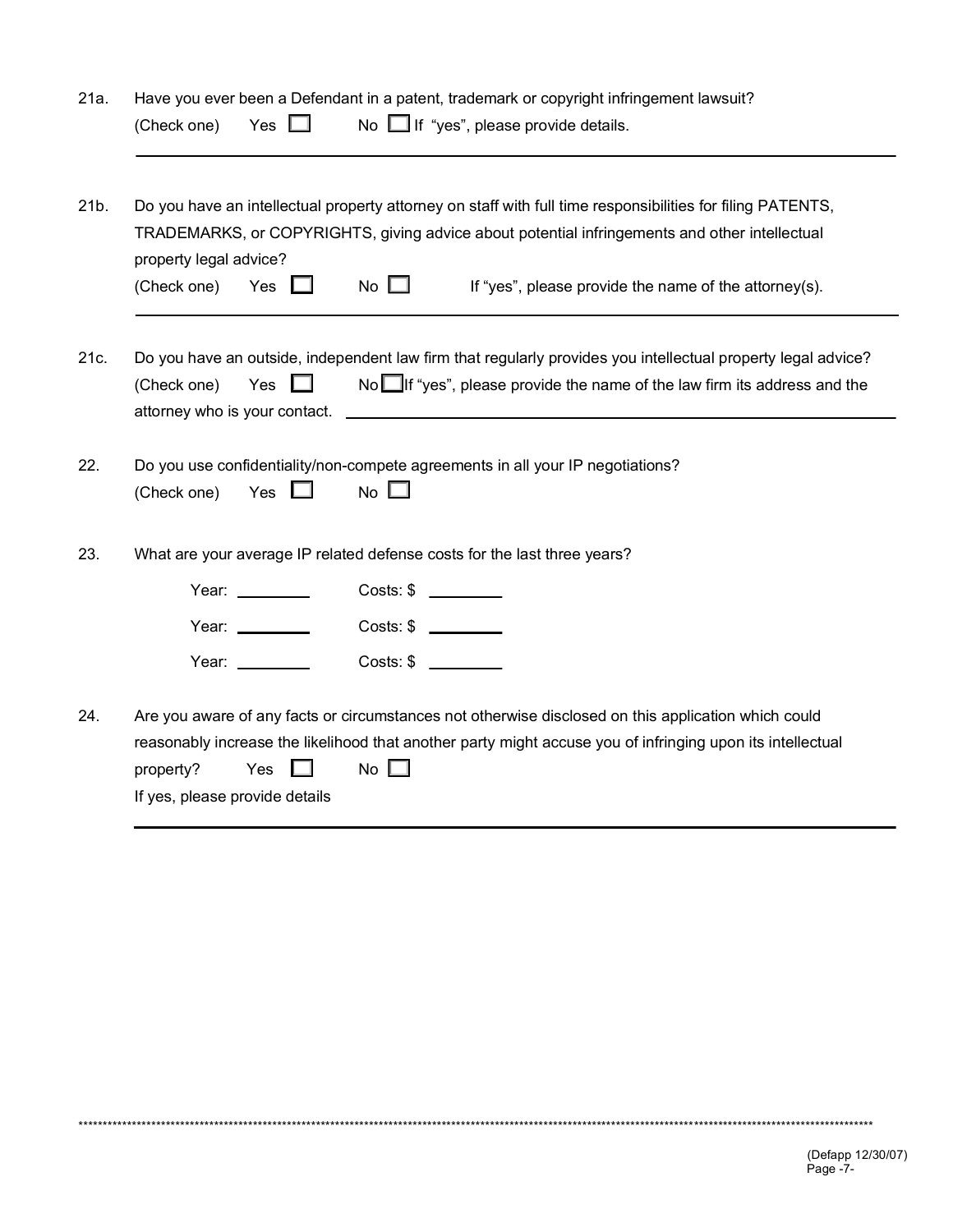21a. Have you ever been a Defendant in a patent, trademark or copyright infringement lawsuit?
(Check one) Yes ☐ No ☐ If "yes", please provide details.

______________________________________________________________________________

21b. Do you have an intellectual property attorney on staff with full time responsibilities for filing PATENTS, TRADEMARKS, or COPYRIGHTS, giving advice about potential infringements and other intellectual property legal advice?
(Check one) Yes ☐ No ☐ If "yes", please provide the name of the attorney(s).

______________________________________________________________________________

21c. Do you have an outside, independent law firm that regularly provides you intellectual property legal advice?
(Check one) Yes ☐ No ☐ If "yes", please provide the name of the law firm its address and the attorney who is your contact. ______________________________________________

22. Do you use confidentiality/non-compete agreements in all your IP negotiations?
(Check one) Yes ☐ No ☐

23. What are your average IP related defense costs for the last three years?

Year: ________ Costs: $ ________

Year: ________ Costs: $ ________

Year: ________ Costs: $ ________

24. Are you aware of any facts or circumstances not otherwise disclosed on this application which could reasonably increase the likelihood that another party might accuse you of infringing upon its intellectual property? Yes ☐ No ☐
If yes, please provide details

______________________________________________________________________________

(Defapp 12/30/07)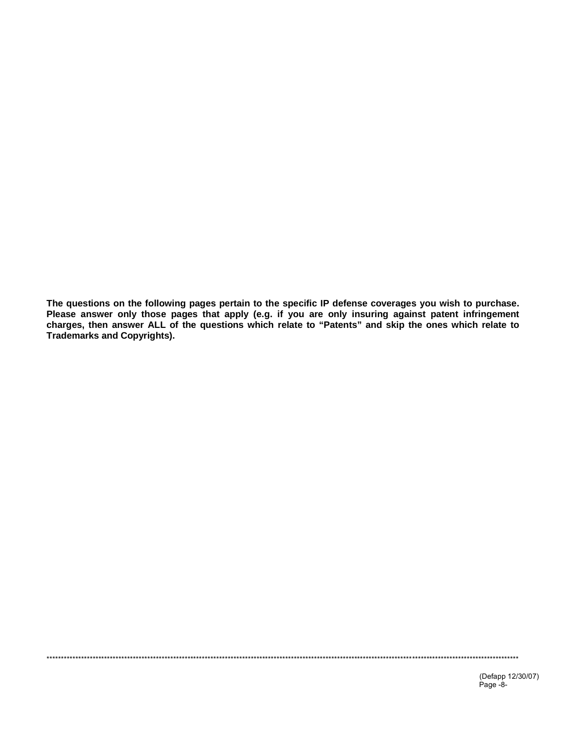**The questions on the following pages pertain to the specific IP defense coverages you wish to purchase. Please answer only those pages that apply (e.g. if you are only insuring against patent infringement charges, then answer ALL of the questions which relate to "Patents" and skip the ones which relate to Trademarks and Copyrights).**

(Defapp 12/30/07)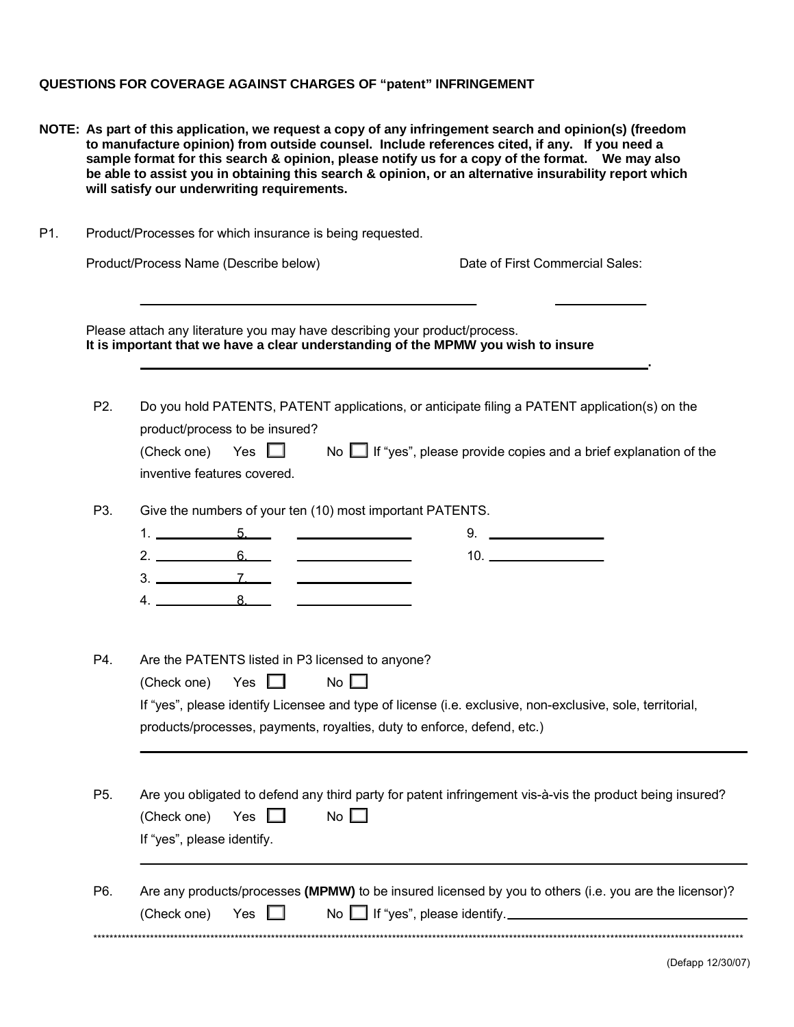**QUESTIONS FOR COVERAGE AGAINST CHARGES OF "patent" INFRINGEMENT**

**NOTE: As part of this application, we request a copy of any infringement search and opinion(s) (freedom to manufacture opinion) from outside counsel. Include references cited, if any. If you need a sample format for this search & opinion, please notify us for a copy of the format. We may also be able to assist you in obtaining this search & opinion, or an alternative insurability report which will satisfy our underwriting requirements.**

P1. Product/Processes for which insurance is being requested.

Product/Process Name (Describe below) Date of First Commercial Sales:

\_\_\_\_\_\_\_\_\_\_\_\_\_\_\_\_\_\_\_\_\_\_\_\_\_\_\_\_\_\_\_\_\_\_\_\_\_\_\_\_ \_\_\_\_\_\_\_\_\_\_\_\_

Please attach any literature you may have describing your product/process.
**It is important that we have a clear understanding of the MPMW you wish to insure**

\_\_\_\_\_\_\_\_\_\_\_\_\_\_\_\_\_\_\_\_\_\_\_\_\_\_\_\_\_\_\_\_\_\_\_\_\_\_\_\_\_\_\_\_\_\_\_\_\_\_\_\_\_\_\_\_\_\_\_\_.

P2. Do you hold PATENTS, PATENT applications, or anticipate filing a PATENT application(s) on the product/process to be insured?
(Check one) Yes ☐ No ☐ If "yes", please provide copies and a brief explanation of the inventive features covered.

P3. Give the numbers of your ten (10) most important PATENTS.

1. \_\_\_\_\_\_\_\_\_\_ 5. \_\_\_\_\_\_\_\_\_\_ 9. \_\_\_\_\_\_\_\_\_\_
2. \_\_\_\_\_\_\_\_\_\_ 6. \_\_\_\_\_\_\_\_\_\_ 10. \_\_\_\_\_\_\_\_\_\_
3. \_\_\_\_\_\_\_\_\_\_ 7. \_\_\_\_\_\_\_\_\_\_
4. \_\_\_\_\_\_\_\_\_\_ 8. \_\_\_\_\_\_\_\_\_\_

P4. Are the PATENTS listed in P3 licensed to anyone?
(Check one) Yes ☐ No ☐
If "yes", please identify Licensee and type of license (i.e. exclusive, non-exclusive, sole, territorial, products/processes, payments, royalties, duty to enforce, defend, etc.)

\_\_\_\_\_\_\_\_\_\_\_\_\_\_\_\_\_\_\_\_\_\_\_\_\_\_\_\_\_\_\_\_\_\_\_\_\_\_\_\_\_\_\_\_\_\_\_\_\_\_\_\_\_\_\_\_\_\_\_\_

P5. Are you obligated to defend any third party for patent infringement vis-à-vis the product being insured?
(Check one) Yes ☐ No ☐
If "yes", please identify.

\_\_\_\_\_\_\_\_\_\_\_\_\_\_\_\_\_\_\_\_\_\_\_\_\_\_\_\_\_\_\_\_\_\_\_\_\_\_\_\_\_\_\_\_\_\_\_\_\_\_\_\_\_\_\_\_\_\_\_\_

P6. Are any products/processes **(MPMW)** to be insured licensed by you to others (i.e. you are the licensor)?
(Check one) Yes ☐ No ☐ If "yes", please identify. \_\_\_\_\_\_\_\_\_\_\_\_\_\_\_\_\_\_\_\_\_\_\_\_\_\_

\*\*\*\*\*\*\*\*\*\*\*\*\*\*\*\*\*\*\*\*\*\*\*\*\*\*\*\*\*\*\*\*\*\*\*\*\*\*\*\*\*\*\*\*\*\*\*\*\*\*\*\*\*\*\*\*\*\*\*\*\*\*\*\*\*\*\*\*\*\*\*\*\*\*\*\*\*\*

(Defapp 12/30/07)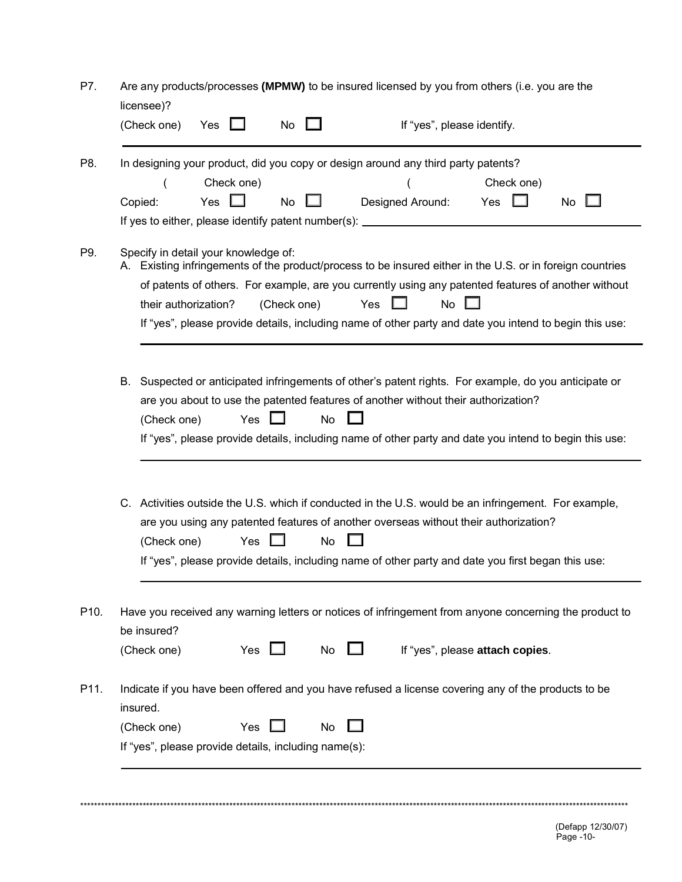P7. Are any products/processes **(MPMW)** to be insured licensed by you from others (i.e. you are the licensee)?

(Check one) Yes ☐ No ☐ If "yes", please identify.

______________________________________________________________________

P8. In designing your product, did you copy or design around any third party patents?

( Check one) ( Check one)

Copied: Yes ☐ No ☐ Designed Around: Yes ☐ No ☐

If yes to either, please identify patent number(s): ______________________________

P9. Specify in detail your knowledge of:

A. Existing infringements of the product/process to be insured either in the U.S. or in foreign countries of patents of others. For example, are you currently using any patented features of another without their authorization? (Check one) Yes ☐ No ☐

If "yes", please provide details, including name of other party and date you intend to begin this use:

______________________________________________________________________

B. Suspected or anticipated infringements of other's patent rights. For example, do you anticipate or are you about to use the patented features of another without their authorization?

(Check one) Yes ☐ No ☐

If "yes", please provide details, including name of other party and date you intend to begin this use:

______________________________________________________________________

C. Activities outside the U.S. which if conducted in the U.S. would be an infringement. For example, are you using any patented features of another overseas without their authorization?

(Check one) Yes ☐ No ☐

If "yes", please provide details, including name of other party and date you first began this use:

______________________________________________________________________

P10. Have you received any warning letters or notices of infringement from anyone concerning the product to be insured?

(Check one) Yes ☐ No ☐ If "yes", please **attach copies**.

P11. Indicate if you have been offered and you have refused a license covering any of the products to be insured.

(Check one) Yes ☐ No ☐

If "yes", please provide details, including name(s):

______________________________________________________________________

(Defapp 12/30/07)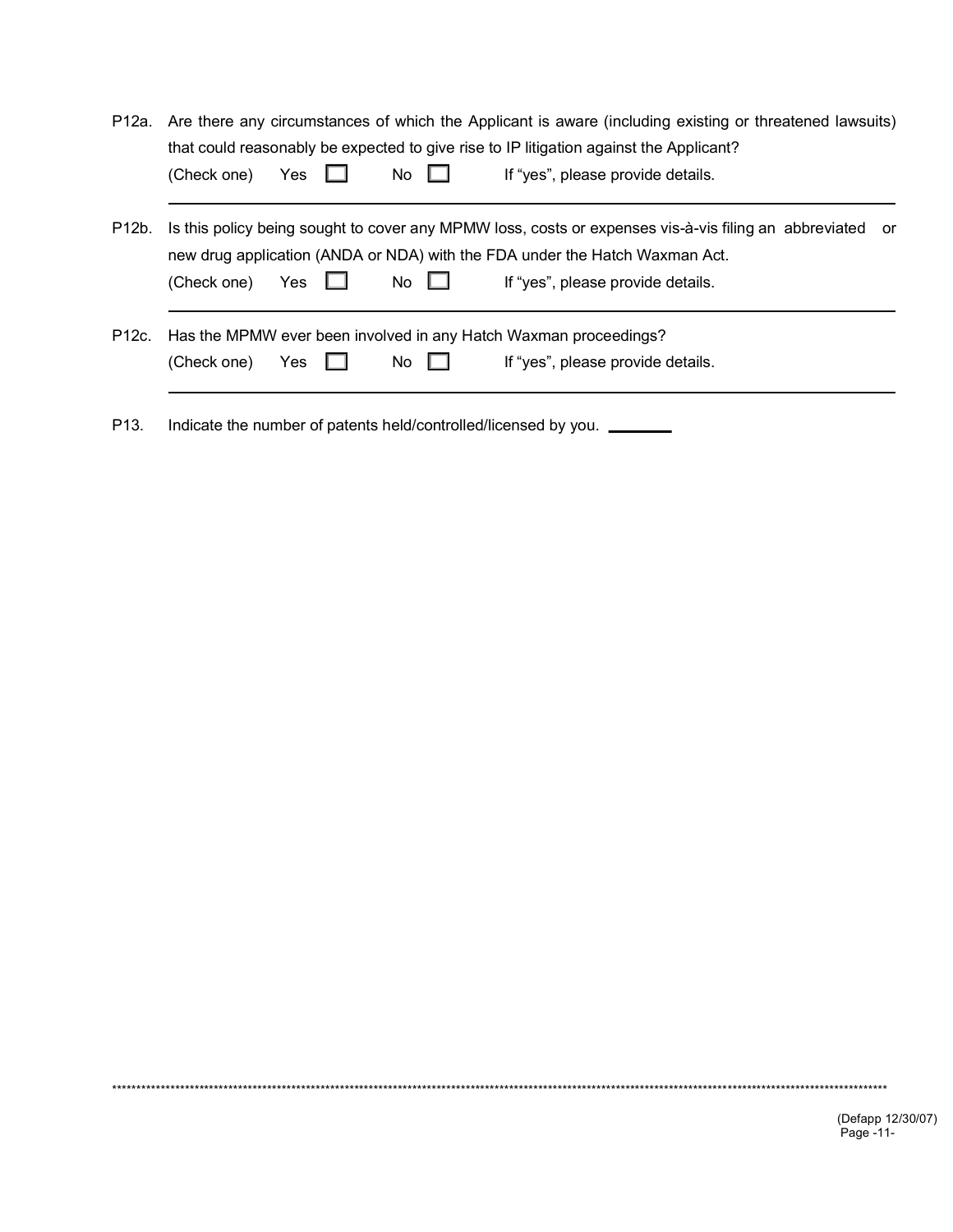P12a. Are there any circumstances of which the Applicant is aware (including existing or threatened lawsuits) that could reasonably be expected to give rise to IP litigation against the Applicant?

(Check one) Yes ☐ No ☐ If "yes", please provide details.

---

P12b. Is this policy being sought to cover any MPMW loss, costs or expenses vis-à-vis filing an abbreviated or new drug application (ANDA or NDA) with the FDA under the Hatch Waxman Act.

(Check one) Yes ☐ No ☐ If "yes", please provide details.

---

P12c. Has the MPMW ever been involved in any Hatch Waxman proceedings?

(Check one) Yes ☐ No ☐ If "yes", please provide details.

---

P13. Indicate the number of patents held/controlled/licensed by you. ________

(Defapp 12/30/07)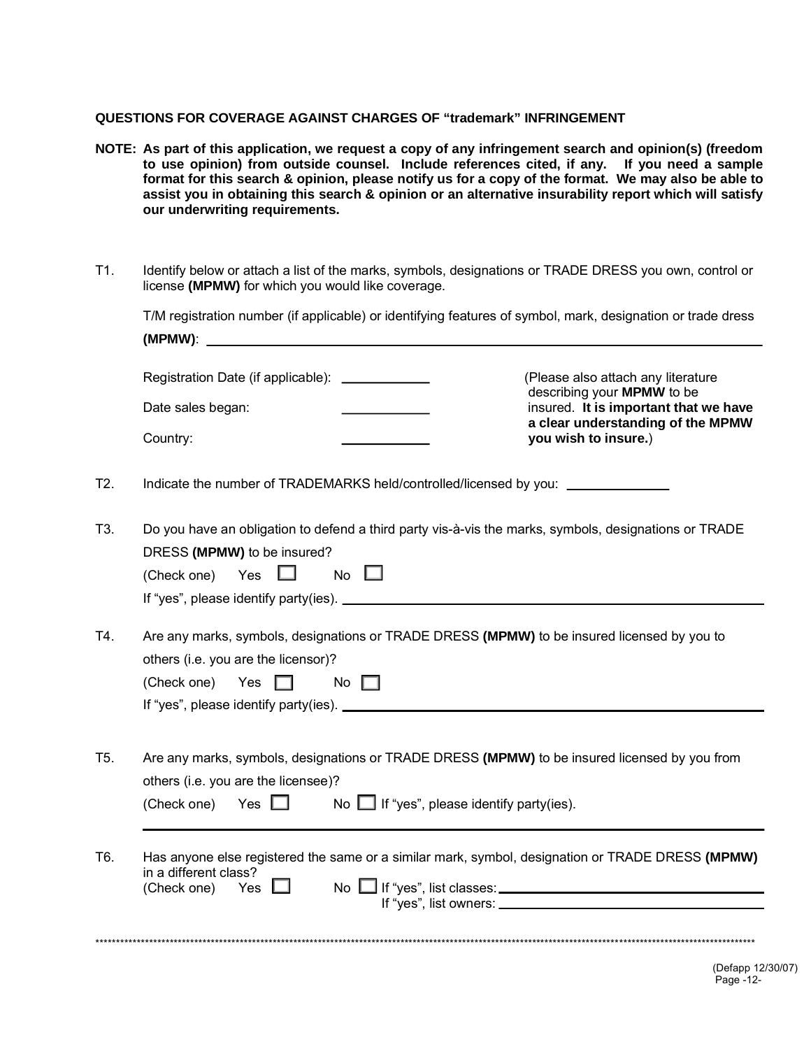**QUESTIONS FOR COVERAGE AGAINST CHARGES OF "trademark" INFRINGEMENT**

**NOTE: As part of this application, we request a copy of any infringement search and opinion(s) (freedom to use opinion) from outside counsel. Include references cited, if any. If you need a sample format for this search & opinion, please notify us for a copy of the format. We may also be able to assist you in obtaining this search & opinion or an alternative insurability report which will satisfy our underwriting requirements.**

T1. Identify below or attach a list of the marks, symbols, designations or TRADE DRESS you own, control or license **(MPMW)** for which you would like coverage.

T/M registration number (if applicable) or identifying features of symbol, mark, designation or trade dress **(MPMW)**: ______________________________

Registration Date (if applicable): ____________

Date sales began: ____________

Country: ____________

(Please also attach any literature describing your **MPMW** to be insured. **It is important that we have a clear understanding of the MPMW you wish to insure.**)

T2. Indicate the number of TRADEMARKS held/controlled/licensed by you: ____________

T3. Do you have an obligation to defend a third party vis-à-vis the marks, symbols, designations or TRADE DRESS **(MPMW)** to be insured?

(Check one) Yes ☐ No ☐

If "yes", please identify party(ies). ______________________________

T4. Are any marks, symbols, designations or TRADE DRESS **(MPMW)** to be insured licensed by you to others (i.e. you are the licensor)?

(Check one) Yes ☐ No ☐

If "yes", please identify party(ies). ______________________________

T5. Are any marks, symbols, designations or TRADE DRESS **(MPMW)** to be insured licensed by you from others (i.e. you are the licensee)?

(Check one) Yes ☐ No ☐ If "yes", please identify party(ies).

______________________________

T6. Has anyone else registered the same or a similar mark, symbol, designation or TRADE DRESS **(MPMW)** in a different class?

(Check one) Yes ☐ No ☐ If "yes", list classes: ______________________________

If "yes", list owners: ______________________________

(Defapp 12/30/07)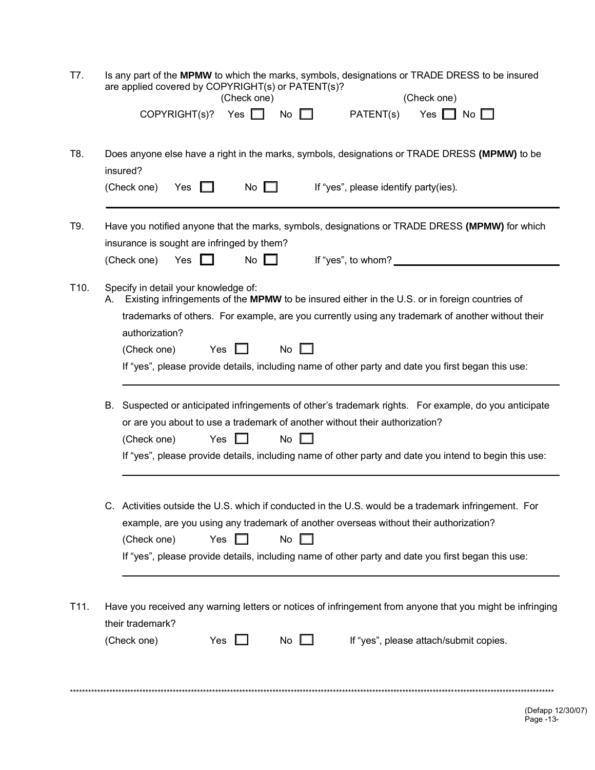T7. Is any part of the **MPMW** to which the marks, symbols, designations or TRADE DRESS to be insured are applied covered by COPYRIGHT(s) or PATENT(s)?

COPYRIGHT(s)? (Check one) Yes ☐ No ☐ PATENT(s) (Check one) Yes ☐ No ☐

T8. Does anyone else have a right in the marks, symbols, designations or TRADE DRESS **(MPMW)** to be insured?

(Check one) Yes ☐ No ☐ If "yes", please identify party(ies).

_______________________________________________

T9. Have you notified anyone that the marks, symbols, designations or TRADE DRESS **(MPMW)** for which insurance is sought are infringed by them?

(Check one) Yes ☐ No ☐ If "yes", to whom? _______________

T10. Specify in detail your knowledge of:

A. Existing infringements of the **MPMW** to be insured either in the U.S. or in foreign countries of trademarks of others. For example, are you currently using any trademark of another without their authorization?

(Check one) Yes ☐ No ☐

If "yes", please provide details, including name of other party and date you first began this use:

_______________________________________________

B. Suspected or anticipated infringements of other's trademark rights. For example, do you anticipate or are you about to use a trademark of another without their authorization?

(Check one) Yes ☐ No ☐

If "yes", please provide details, including name of other party and date you intend to begin this use:

_______________________________________________

C. Activities outside the U.S. which if conducted in the U.S. would be a trademark infringement. For example, are you using any trademark of another overseas without their authorization?

(Check one) Yes ☐ No ☐

If "yes", please provide details, including name of other party and date you first began this use:

_______________________________________________

T11. Have you received any warning letters or notices of infringement from anyone that you might be infringing their trademark?

(Check one) Yes ☐ No ☐ If "yes", please attach/submit copies.

*************************************************************************************************************

(Defapp 12/30/07)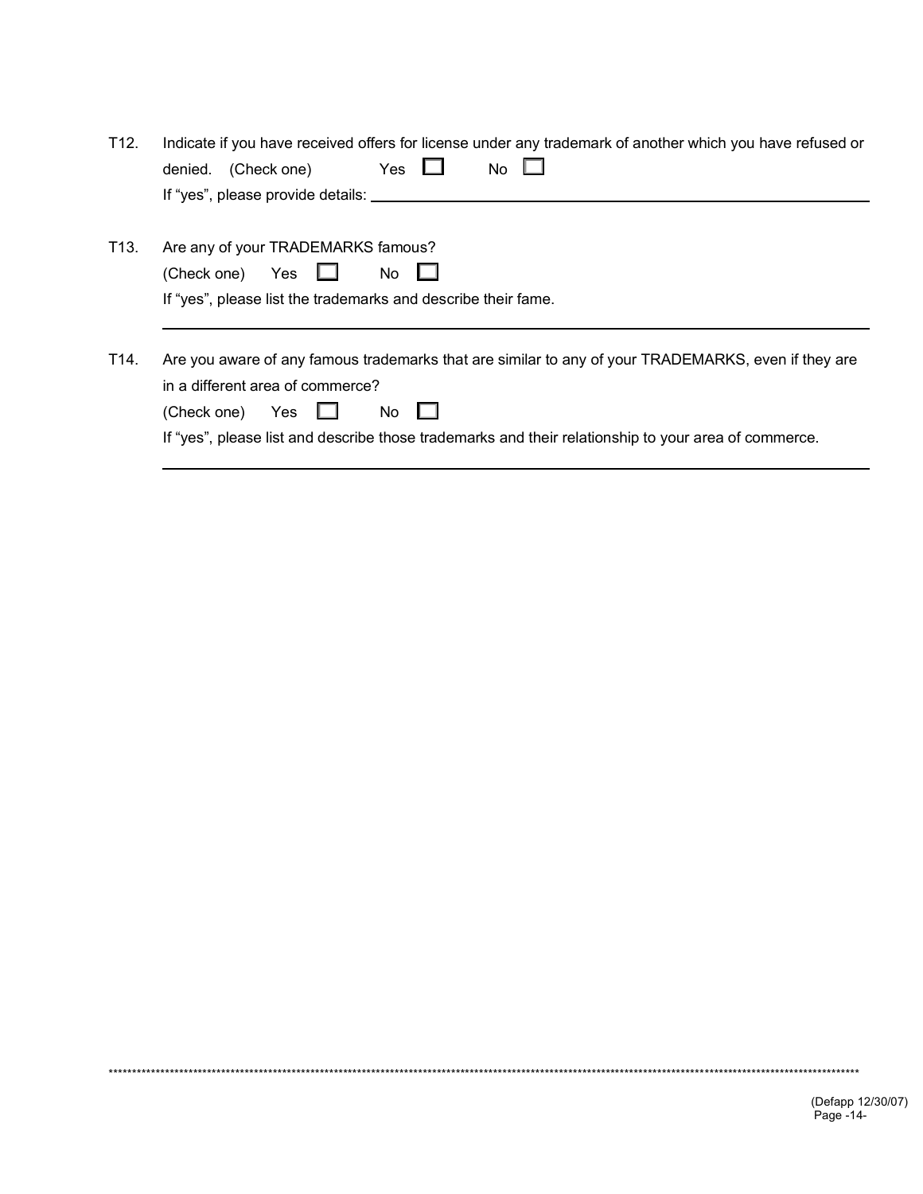T12. Indicate if you have received offers for license under any trademark of another which you have refused or denied. (Check one) Yes ☐ No ☐

If "yes", please provide details: ______________________________________________

T13. Are any of your TRADEMARKS famous?

(Check one) Yes ☐ No ☐

If "yes", please list the trademarks and describe their fame.

______________________________________________

T14. Are you aware of any famous trademarks that are similar to any of your TRADEMARKS, even if they are in a different area of commerce?

(Check one) Yes ☐ No ☐

If "yes", please list and describe those trademarks and their relationship to your area of commerce.

______________________________________________

(Defapp 12/30/07)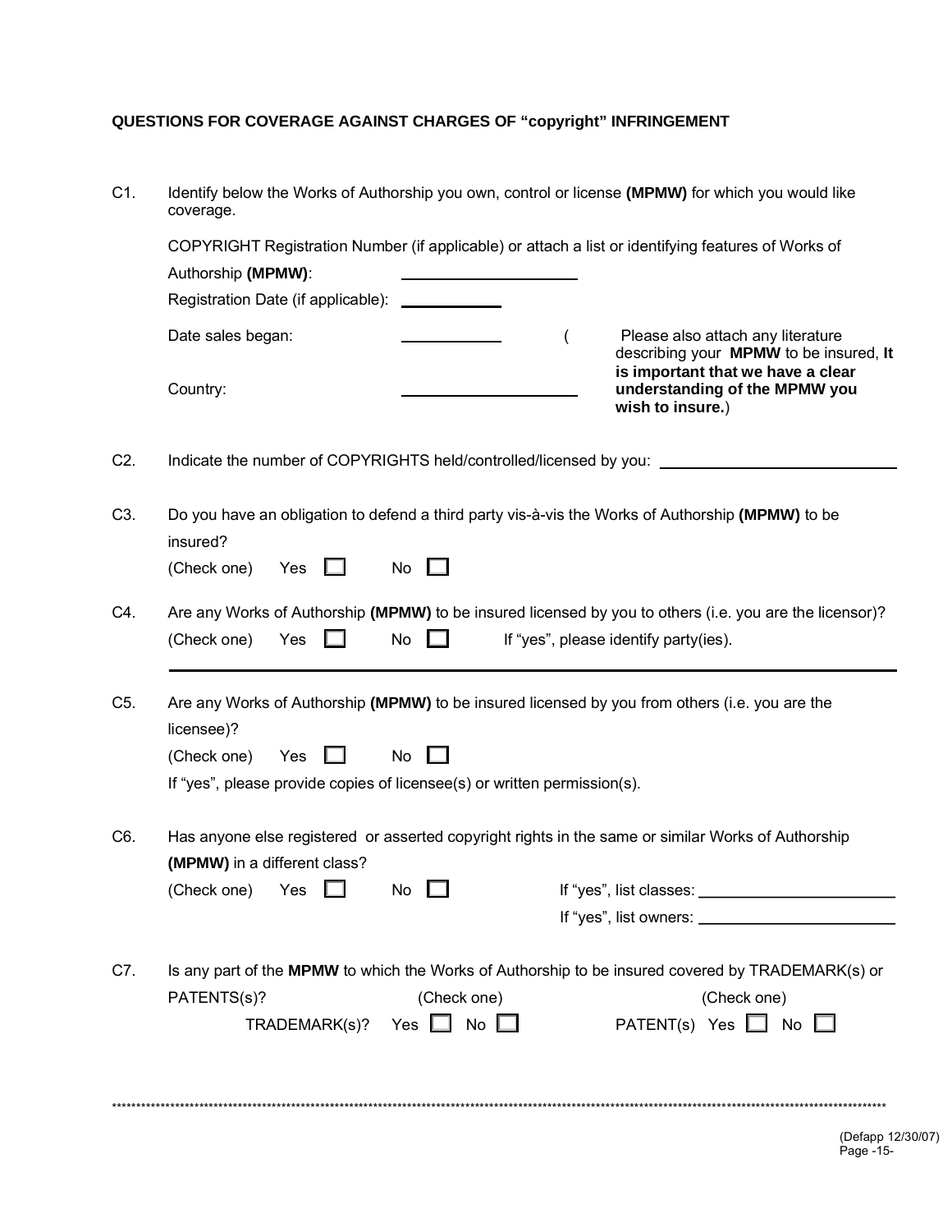**QUESTIONS FOR COVERAGE AGAINST CHARGES OF "copyright" INFRINGEMENT**

C1. Identify below the Works of Authorship you own, control or license **(MPMW)** for which you would like coverage.

COPYRIGHT Registration Number (if applicable) or attach a list or identifying features of Works of Authorship **(MPMW)**: ____________________

Registration Date (if applicable): ____________

Date sales began: ____________

Country: ____________________

( Please also attach any literature describing your **MPMW** to be insured, **It is important that we have a clear understanding of the MPMW you wish to insure.**)

C2. Indicate the number of COPYRIGHTS held/controlled/licensed by you: ____________________

C3. Do you have an obligation to defend a third party vis-à-vis the Works of Authorship **(MPMW)** to be insured?

(Check one) Yes ☐ No ☐

C4. Are any Works of Authorship **(MPMW)** to be insured licensed by you to others (i.e. you are the licensor)?

(Check one) Yes ☐ No ☐ If "yes", please identify party(ies).

________________________________________

C5. Are any Works of Authorship **(MPMW)** to be insured licensed by you from others (i.e. you are the licensee)?

(Check one) Yes ☐ No ☐

If "yes", please provide copies of licensee(s) or written permission(s).

C6. Has anyone else registered or asserted copyright rights in the same or similar Works of Authorship **(MPMW)** in a different class?

(Check one) Yes ☐ No ☐

If "yes", list classes: ____________________

If "yes", list owners: ____________________

C7. Is any part of the **MPMW** to which the Works of Authorship to be insured covered by TRADEMARK(s) or PATENTS(s)?

(Check one) TRADEMARK(s)? Yes ☐ No ☐

(Check one) PATENT(s) Yes ☐ No ☐

\*\*\*\*\*\*\*\*\*\*\*\*\*\*\*\*\*\*\*\*\*\*\*\*\*\*\*\*\*\*\*\*\*\*\*\*\*\*\*\*\*\*\*\*\*\*\*\*\*\*\*\*\*\*\*\*\*\*\*\*\*\*\*\*\*\*\*\*\*\*\*\*\*\*\*\*\*\*\*\*

(Defapp 12/30/07)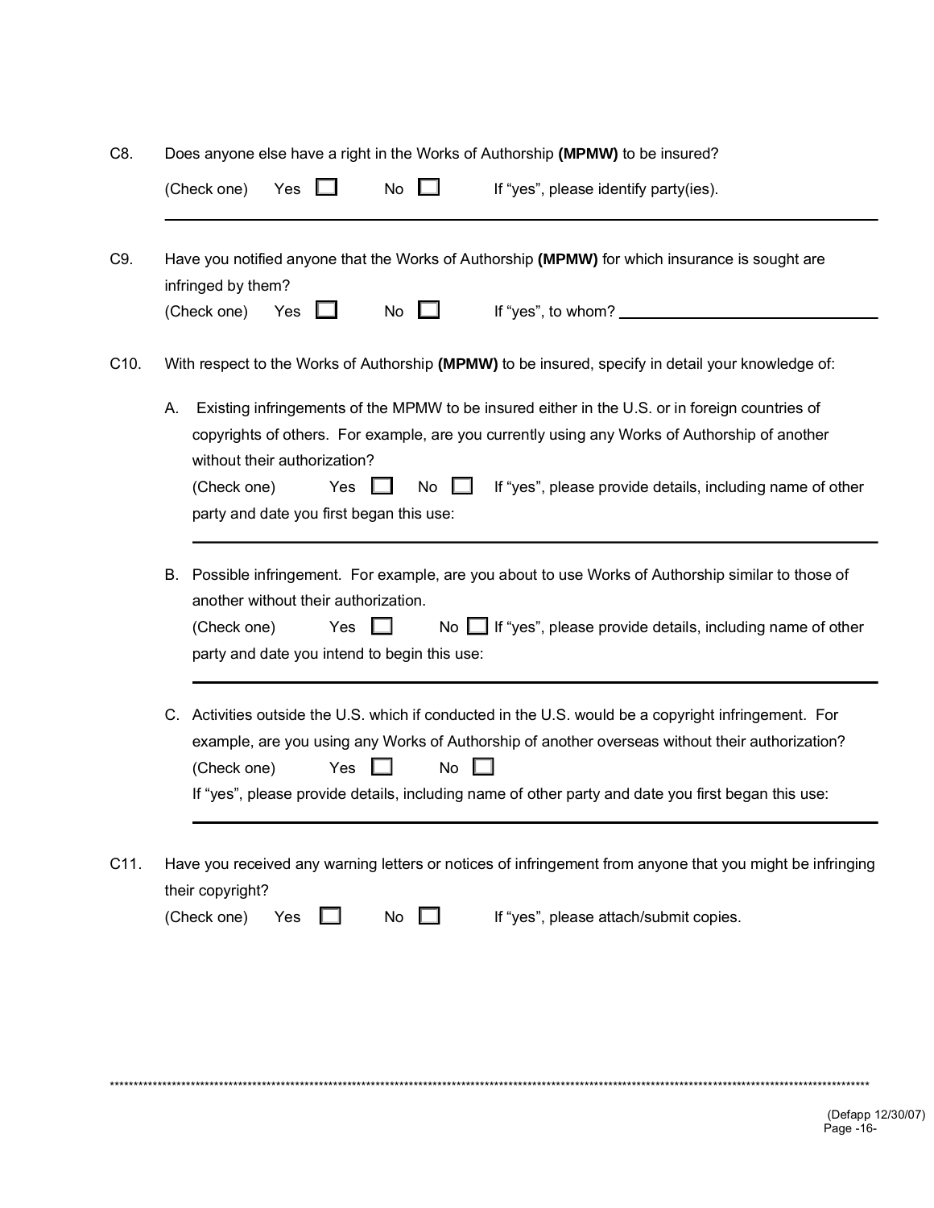C8. Does anyone else have a right in the Works of Authorship **(MPMW)** to be insured?

(Check one) Yes ☐ No ☐ If "yes", please identify party(ies).

\_\_\_\_\_\_\_\_\_\_\_\_\_\_\_\_\_\_\_\_\_\_\_\_\_\_\_\_\_\_\_\_\_\_\_\_\_\_\_\_\_\_\_\_\_\_\_\_\_\_\_\_\_\_\_\_\_\_\_\_

C9. Have you notified anyone that the Works of Authorship **(MPMW)** for which insurance is sought are infringed by them?

(Check one) Yes ☐ No ☐ If "yes", to whom? \_\_\_\_\_\_\_\_\_\_\_\_\_\_\_\_\_\_\_\_\_\_\_\_\_\_\_\_\_\_

C10. With respect to the Works of Authorship **(MPMW)** to be insured, specify in detail your knowledge of:

A. Existing infringements of the MPMW to be insured either in the U.S. or in foreign countries of copyrights of others. For example, are you currently using any Works of Authorship of another without their authorization?

(Check one) Yes ☐ No ☐ If "yes", please provide details, including name of other party and date you first began this use:

\_\_\_\_\_\_\_\_\_\_\_\_\_\_\_\_\_\_\_\_\_\_\_\_\_\_\_\_\_\_\_\_\_\_\_\_\_\_\_\_\_\_\_\_\_\_\_\_\_\_\_\_\_\_\_\_\_\_\_\_

B. Possible infringement. For example, are you about to use Works of Authorship similar to those of another without their authorization.

(Check one) Yes ☐ No ☐ If "yes", please provide details, including name of other party and date you intend to begin this use:

\_\_\_\_\_\_\_\_\_\_\_\_\_\_\_\_\_\_\_\_\_\_\_\_\_\_\_\_\_\_\_\_\_\_\_\_\_\_\_\_\_\_\_\_\_\_\_\_\_\_\_\_\_\_\_\_\_\_\_\_

C. Activities outside the U.S. which if conducted in the U.S. would be a copyright infringement. For example, are you using any Works of Authorship of another overseas without their authorization?

(Check one) Yes ☐ No ☐

If "yes", please provide details, including name of other party and date you first began this use:

\_\_\_\_\_\_\_\_\_\_\_\_\_\_\_\_\_\_\_\_\_\_\_\_\_\_\_\_\_\_\_\_\_\_\_\_\_\_\_\_\_\_\_\_\_\_\_\_\_\_\_\_\_\_\_\_\_\_\_\_

C11. Have you received any warning letters or notices of infringement from anyone that you might be infringing their copyright?

(Check one) Yes ☐ No ☐ If "yes", please attach/submit copies.

(Defapp 12/30/07)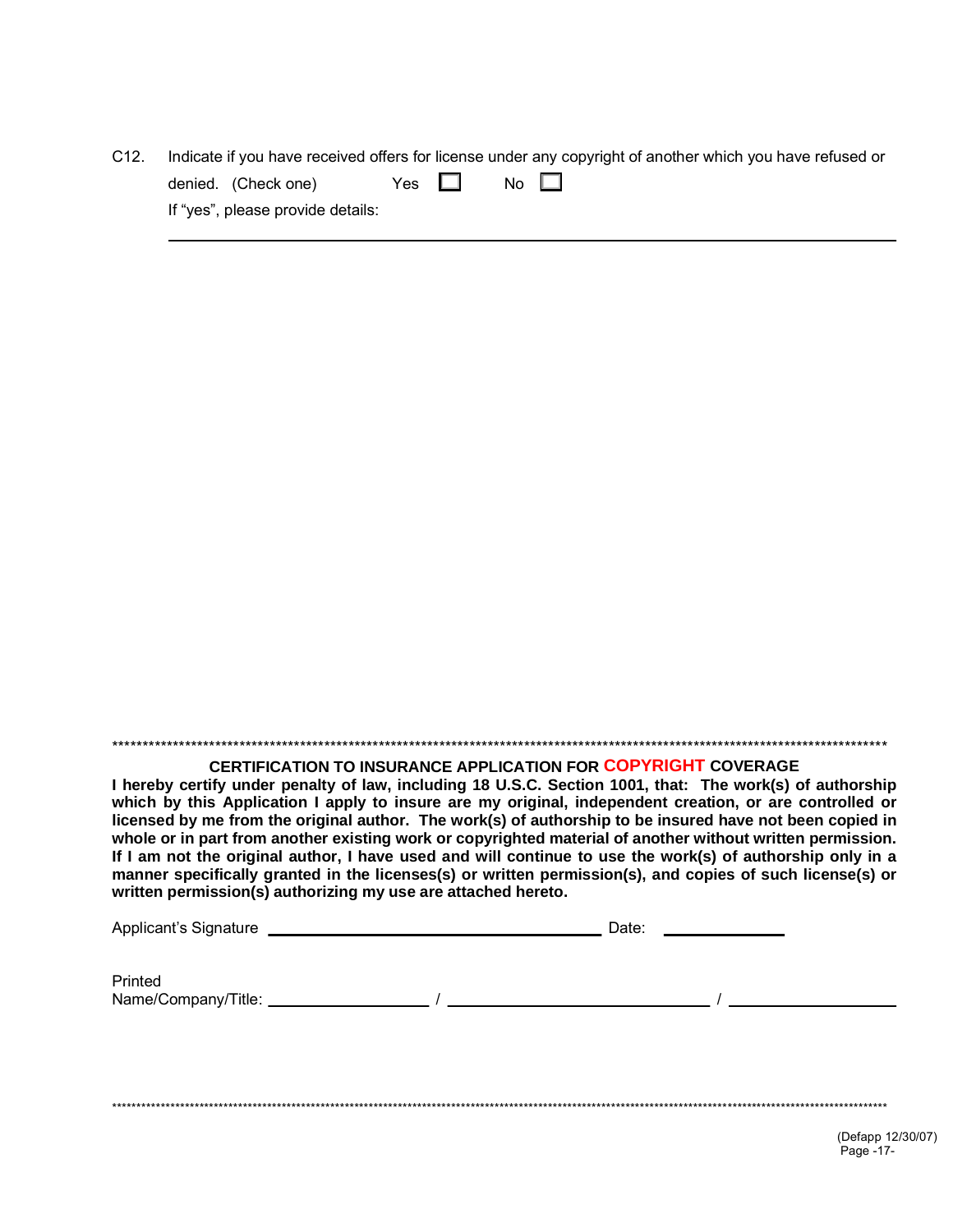C12. Indicate if you have received offers for license under any copyright of another which you have refused or denied. (Check one) Yes ☐ No ☐

If "yes", please provide details:

______________________________________________________________________________

************************************************************************************************************************************

**CERTIFICATION TO INSURANCE APPLICATION FOR COPYRIGHT COVERAGE**

**I hereby certify under penalty of law, including 18 U.S.C. Section 1001, that: The work(s) of authorship which by this Application I apply to insure are my original, independent creation, or are controlled or licensed by me from the original author. The work(s) of authorship to be insured have not been copied in whole or in part from another existing work or copyrighted material of another without written permission. If I am not the original author, I have used and will continue to use the work(s) of authorship only in a manner specifically granted in the licenses(s) or written permission(s), and copies of such license(s) or written permission(s) authorizing my use are attached hereto.**

Applicant's Signature ______________________________ Date: ____________

Printed Name/Company/Title: ______________ / ______________________ / ______________

************************************************************************************************************************************

(Defapp 12/30/07)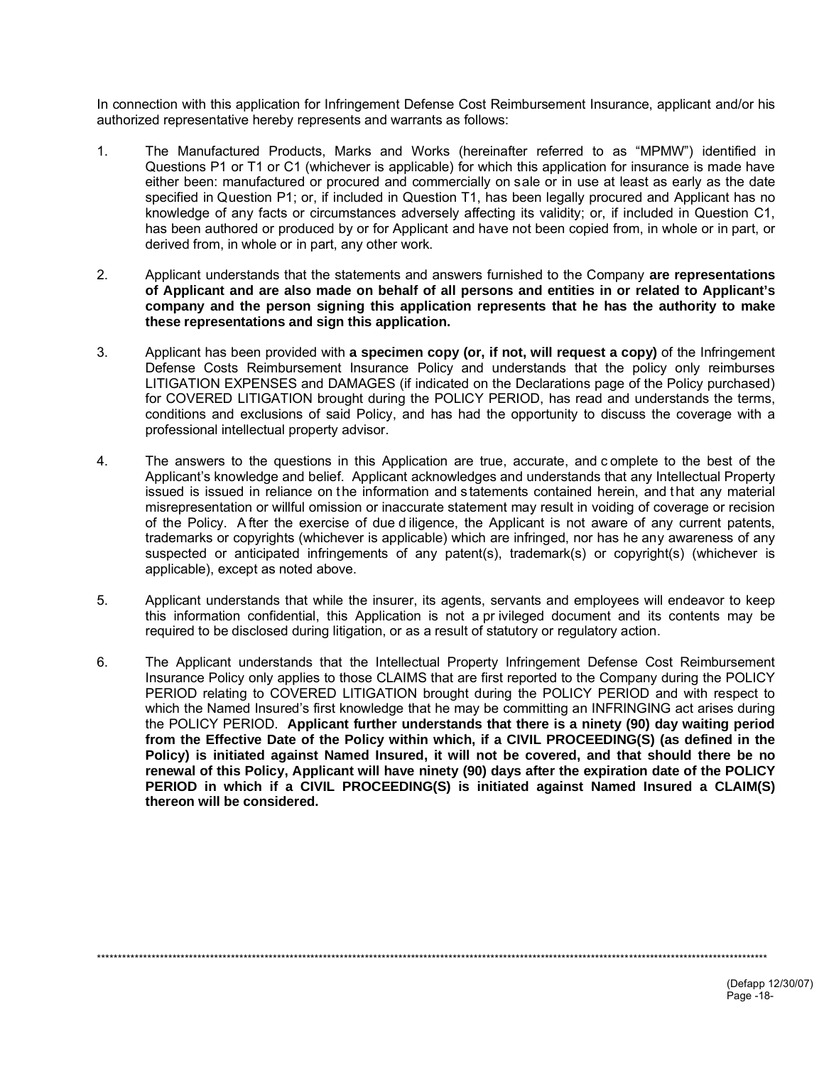In connection with this application for Infringement Defense Cost Reimbursement Insurance, applicant and/or his authorized representative hereby represents and warrants as follows:

1. The Manufactured Products, Marks and Works (hereinafter referred to as "MPMW") identified in Questions P1 or T1 or C1 (whichever is applicable) for which this application for insurance is made have either been: manufactured or procured and commercially on sale or in use at least as early as the date specified in Question P1; or, if included in Question T1, has been legally procured and Applicant has no knowledge of any facts or circumstances adversely affecting its validity; or, if included in Question C1, has been authored or produced by or for Applicant and have not been copied from, in whole or in part, or derived from, in whole or in part, any other work.

2. Applicant understands that the statements and answers furnished to the Company **are representations of Applicant and are also made on behalf of all persons and entities in or related to Applicant's company and the person signing this application represents that he has the authority to make these representations and sign this application.**

3. Applicant has been provided with **a specimen copy (or, if not, will request a copy)** of the Infringement Defense Costs Reimbursement Insurance Policy and understands that the policy only reimburses LITIGATION EXPENSES and DAMAGES (if indicated on the Declarations page of the Policy purchased) for COVERED LITIGATION brought during the POLICY PERIOD, has read and understands the terms, conditions and exclusions of said Policy, and has had the opportunity to discuss the coverage with a professional intellectual property advisor.

4. The answers to the questions in this Application are true, accurate, and complete to the best of the Applicant's knowledge and belief. Applicant acknowledges and understands that any Intellectual Property issued is issued in reliance on the information and statements contained herein, and that any material misrepresentation or willful omission or inaccurate statement may result in voiding of coverage or recision of the Policy. After the exercise of due diligence, the Applicant is not aware of any current patents, trademarks or copyrights (whichever is applicable) which are infringed, nor has he any awareness of any suspected or anticipated infringements of any patent(s), trademark(s) or copyright(s) (whichever is applicable), except as noted above.

5. Applicant understands that while the insurer, its agents, servants and employees will endeavor to keep this information confidential, this Application is not a privileged document and its contents may be required to be disclosed during litigation, or as a result of statutory or regulatory action.

6. The Applicant understands that the Intellectual Property Infringement Defense Cost Reimbursement Insurance Policy only applies to those CLAIMS that are first reported to the Company during the POLICY PERIOD relating to COVERED LITIGATION brought during the POLICY PERIOD and with respect to which the Named Insured's first knowledge that he may be committing an INFRINGING act arises during the POLICY PERIOD. **Applicant further understands that there is a ninety (90) day waiting period from the Effective Date of the Policy within which, if a CIVIL PROCEEDING(S) (as defined in the Policy) is initiated against Named Insured, it will not be covered, and that should there be no renewal of this Policy, Applicant will have ninety (90) days after the expiration date of the POLICY PERIOD in which if a CIVIL PROCEEDING(S) is initiated against Named Insured a CLAIM(S) thereon will be considered.**

(Defapp 12/30/07)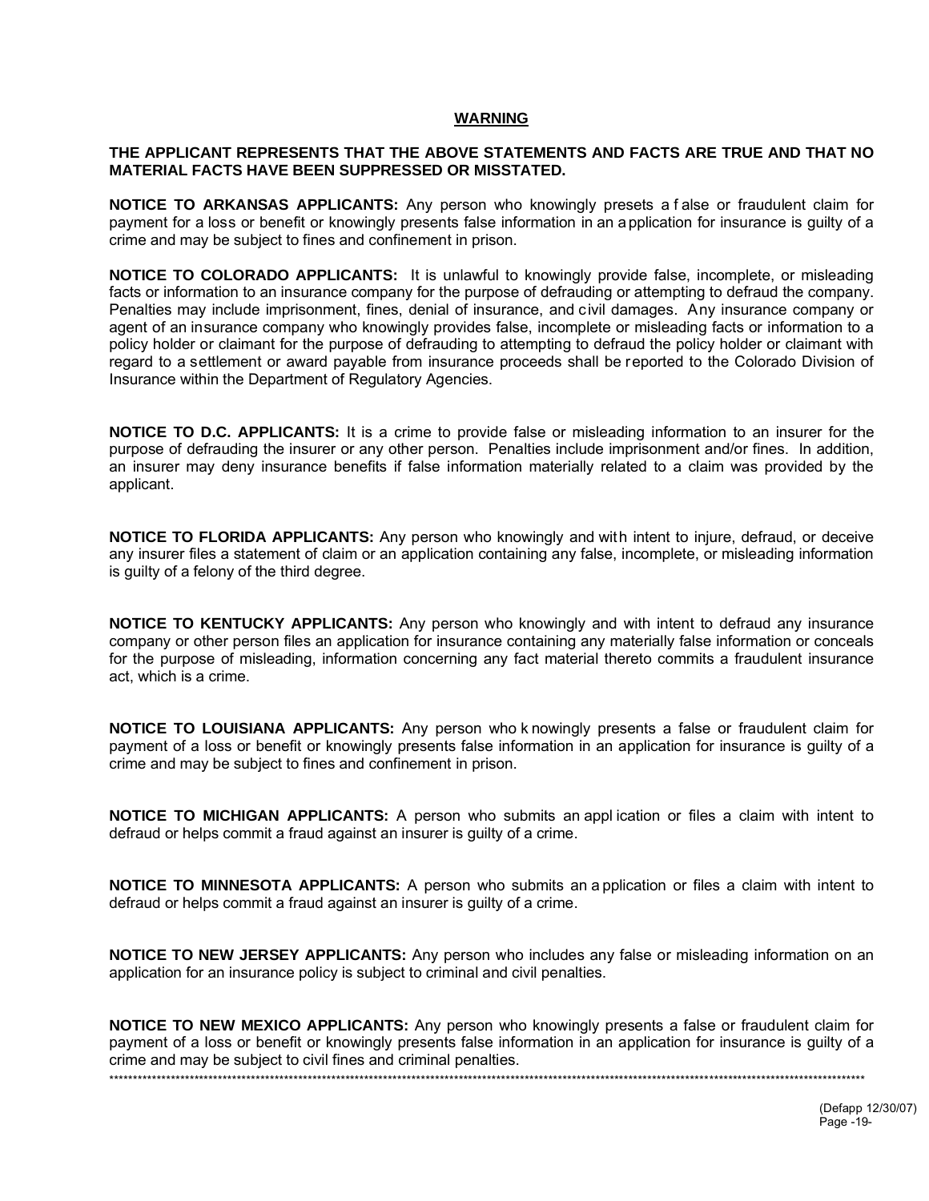## WARNING

**THE APPLICANT REPRESENTS THAT THE ABOVE STATEMENTS AND FACTS ARE TRUE AND THAT NO MATERIAL FACTS HAVE BEEN SUPPRESSED OR MISSTATED.**

**NOTICE TO ARKANSAS APPLICANTS:** Any person who knowingly presets a false or fraudulent claim for payment for a loss or benefit or knowingly presents false information in an application for insurance is guilty of a crime and may be subject to fines and confinement in prison.

**NOTICE TO COLORADO APPLICANTS:** It is unlawful to knowingly provide false, incomplete, or misleading facts or information to an insurance company for the purpose of defrauding or attempting to defraud the company. Penalties may include imprisonment, fines, denial of insurance, and civil damages. Any insurance company or agent of an insurance company who knowingly provides false, incomplete or misleading facts or information to a policy holder or claimant for the purpose of defrauding to attempting to defraud the policy holder or claimant with regard to a settlement or award payable from insurance proceeds shall be reported to the Colorado Division of Insurance within the Department of Regulatory Agencies.

**NOTICE TO D.C. APPLICANTS:** It is a crime to provide false or misleading information to an insurer for the purpose of defrauding the insurer or any other person. Penalties include imprisonment and/or fines. In addition, an insurer may deny insurance benefits if false information materially related to a claim was provided by the applicant.

**NOTICE TO FLORIDA APPLICANTS:** Any person who knowingly and with intent to injure, defraud, or deceive any insurer files a statement of claim or an application containing any false, incomplete, or misleading information is guilty of a felony of the third degree.

**NOTICE TO KENTUCKY APPLICANTS:** Any person who knowingly and with intent to defraud any insurance company or other person files an application for insurance containing any materially false information or conceals for the purpose of misleading, information concerning any fact material thereto commits a fraudulent insurance act, which is a crime.

**NOTICE TO LOUISIANA APPLICANTS:** Any person who knowingly presents a false or fraudulent claim for payment of a loss or benefit or knowingly presents false information in an application for insurance is guilty of a crime and may be subject to fines and confinement in prison.

**NOTICE TO MICHIGAN APPLICANTS:** A person who submits an application or files a claim with intent to defraud or helps commit a fraud against an insurer is guilty of a crime.

**NOTICE TO MINNESOTA APPLICANTS:** A person who submits an application or files a claim with intent to defraud or helps commit a fraud against an insurer is guilty of a crime.

**NOTICE TO NEW JERSEY APPLICANTS:** Any person who includes any false or misleading information on an application for an insurance policy is subject to criminal and civil penalties.

**NOTICE TO NEW MEXICO APPLICANTS:** Any person who knowingly presents a false or fraudulent claim for payment of a loss or benefit or knowingly presents false information in an application for insurance is guilty of a crime and may be subject to civil fines and criminal penalties.

\*\*\*\*\*\*\*\*\*\*\*\*\*\*\*\*\*\*\*\*\*\*\*\*\*\*\*\*\*\*\*\*\*\*\*\*\*\*\*\*\*\*\*\*\*\*\*\*\*\*\*\*\*\*\*\*\*\*\*\*\*\*\*\*\*\*\*\*\*\*\*\*\*\*\*\*\*\*\*\*\*\*\*\*

(Defapp 12/30/07)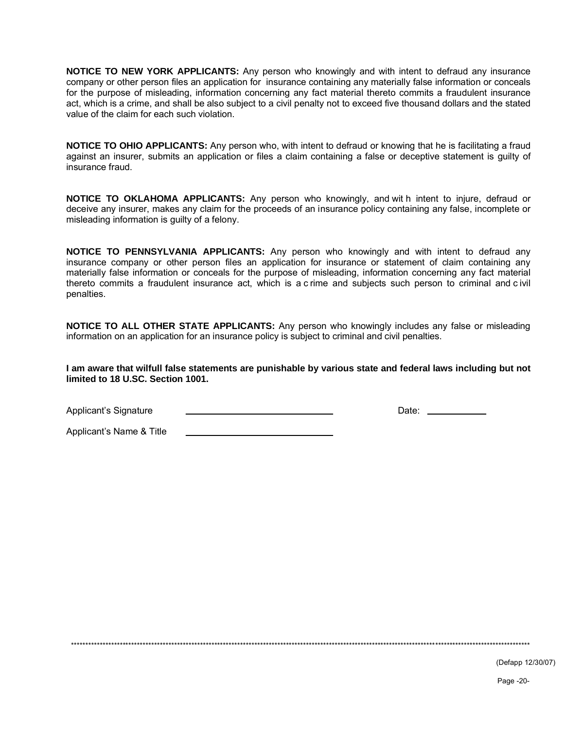**NOTICE TO NEW YORK APPLICANTS:** Any person who knowingly and with intent to defraud any insurance company or other person files an application for insurance containing any materially false information or conceals for the purpose of misleading, information concerning any fact material thereto commits a fraudulent insurance act, which is a crime, and shall be also subject to a civil penalty not to exceed five thousand dollars and the stated value of the claim for each such violation.

**NOTICE TO OHIO APPLICANTS:** Any person who, with intent to defraud or knowing that he is facilitating a fraud against an insurer, submits an application or files a claim containing a false or deceptive statement is guilty of insurance fraud.

**NOTICE TO OKLAHOMA APPLICANTS:** Any person who knowingly, and with intent to injure, defraud or deceive any insurer, makes any claim for the proceeds of an insurance policy containing any false, incomplete or misleading information is guilty of a felony.

**NOTICE TO PENNSYLVANIA APPLICANTS:** Any person who knowingly and with intent to defraud any insurance company or other person files an application for insurance or statement of claim containing any materially false information or conceals for the purpose of misleading, information concerning any fact material thereto commits a fraudulent insurance act, which is a crime and subjects such person to criminal and civil penalties.

**NOTICE TO ALL OTHER STATE APPLICANTS:** Any person who knowingly includes any false or misleading information on an application for an insurance policy is subject to criminal and civil penalties.

**I am aware that wilfull false statements are punishable by various state and federal laws including but not limited to 18 U.SC. Section 1001.**

Applicant's Signature ______________________________ Date: ____________

Applicant's Name & Title ______________________________

(Defapp 12/30/07)